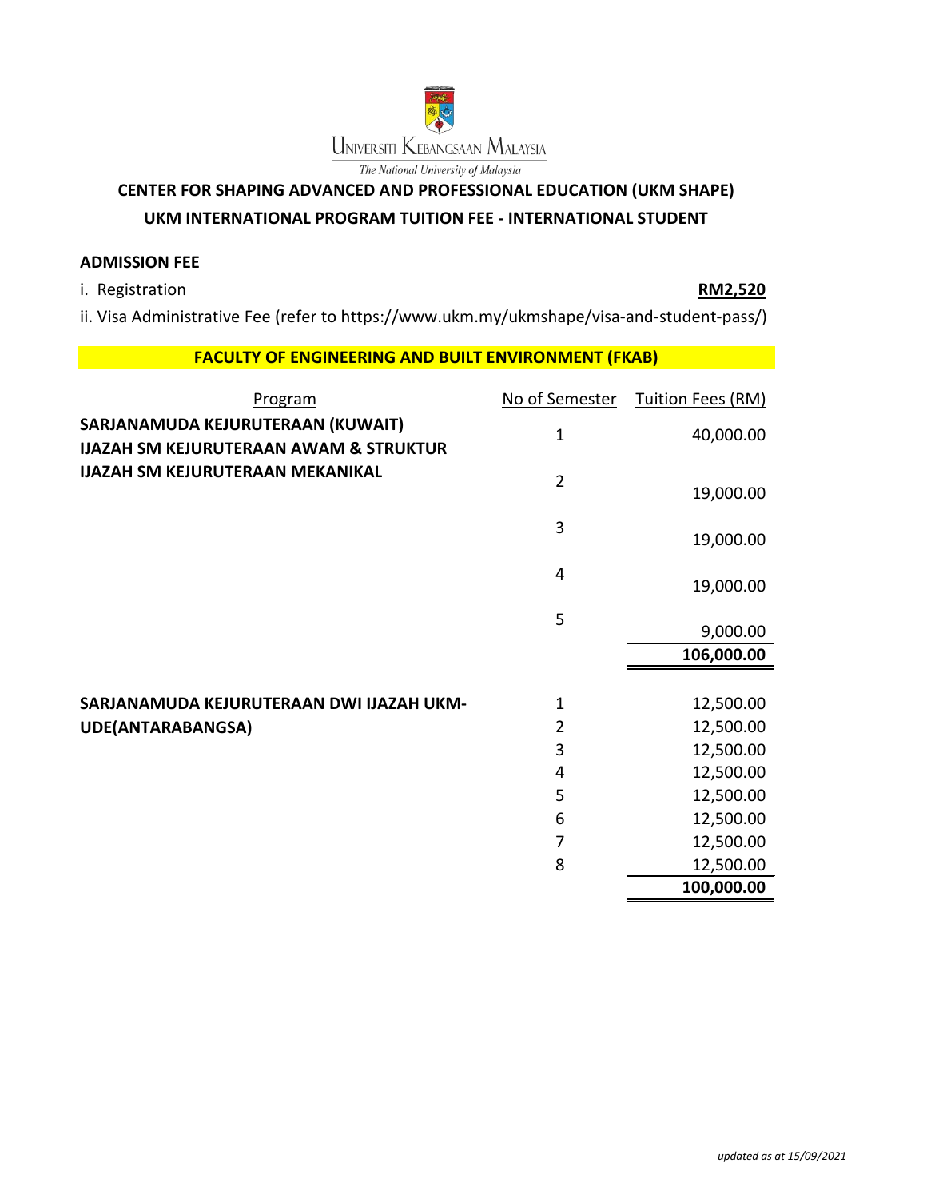Universiti Kebangsaan Malaysia

*The National University of Malaysia*

## CENTER FOR SHAPING ADVANCED AND PROFESSIONAL EDUCATION (UKM SHAPE)

## UKM INTERNATIONAL PROGRAM TUITION FEE - INTERNATIONAL STUDENT

**ADMISSION FEE**

i. Registration **RM2,520**

ii. Visa Administrative Fee (refer to https://www.ukm.my/ukmshape/visa-and-student-pass/)

### FACULTY OF ENGINEERING AND BUILT ENVIRONMENT (FKAB)

| Program | No of Semester | Tuition Fees (RM) |
|---|---|---|
| **SARJANAMUDA KEJURUTERAAN (KUWAIT)<br>IJAZAH SM KEJURUTERAAN AWAM & STRUKTUR<br>IJAZAH SM KEJURUTERAAN MEKANIKAL** | 1 | 40,000.00 |
| | 2 | 19,000.00 |
| | 3 | 19,000.00 |
| | 4 | 19,000.00 |
| | 5 | 9,000.00 |
| | | **106,000.00** |
| **SARJANAMUDA KEJURUTERAAN DWI IJAZAH UKM-UDE(ANTARABANGSA)** | 1 | 12,500.00 |
| | 2 | 12,500.00 |
| | 3 | 12,500.00 |
| | 4 | 12,500.00 |
| | 5 | 12,500.00 |
| | 6 | 12,500.00 |
| | 7 | 12,500.00 |
| | 8 | 12,500.00 |
| | | **100,000.00** |

*updated as at 15/09/2021*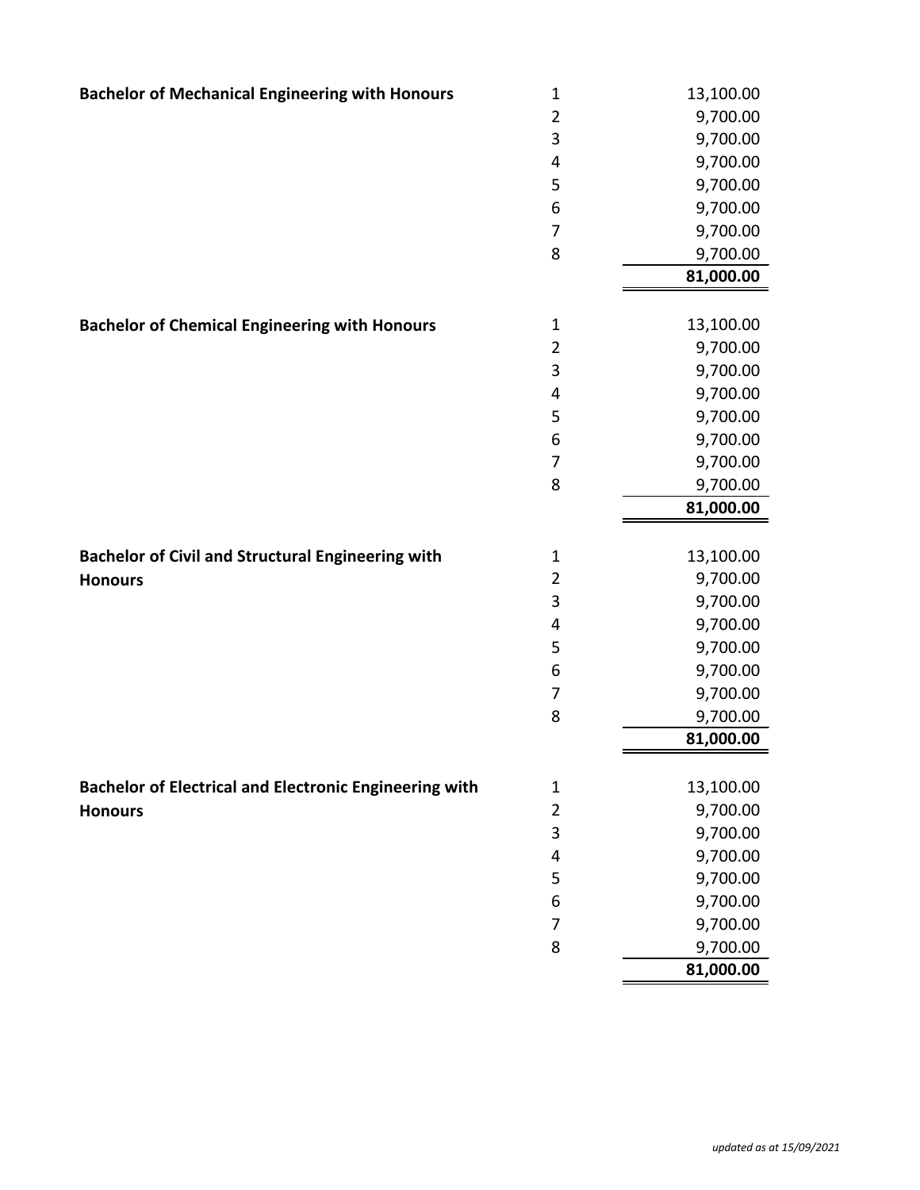| Programme | Semester | Fee |
|---|---|---|
| **Bachelor of Mechanical Engineering with Honours** | 1 | 13,100.00 |
| | 2 | 9,700.00 |
| | 3 | 9,700.00 |
| | 4 | 9,700.00 |
| | 5 | 9,700.00 |
| | 6 | 9,700.00 |
| | 7 | 9,700.00 |
| | 8 | 9,700.00 |
| | | **81,000.00** |
| **Bachelor of Chemical Engineering with Honours** | 1 | 13,100.00 |
| | 2 | 9,700.00 |
| | 3 | 9,700.00 |
| | 4 | 9,700.00 |
| | 5 | 9,700.00 |
| | 6 | 9,700.00 |
| | 7 | 9,700.00 |
| | 8 | 9,700.00 |
| | | **81,000.00** |
| **Bachelor of Civil and Structural Engineering with Honours** | 1 | 13,100.00 |
| | 2 | 9,700.00 |
| | 3 | 9,700.00 |
| | 4 | 9,700.00 |
| | 5 | 9,700.00 |
| | 6 | 9,700.00 |
| | 7 | 9,700.00 |
| | 8 | 9,700.00 |
| | | **81,000.00** |
| **Bachelor of Electrical and Electronic Engineering with Honours** | 1 | 13,100.00 |
| | 2 | 9,700.00 |
| | 3 | 9,700.00 |
| | 4 | 9,700.00 |
| | 5 | 9,700.00 |
| | 6 | 9,700.00 |
| | 7 | 9,700.00 |
| | 8 | 9,700.00 |
| | | **81,000.00** |

*updated as at 15/09/2021*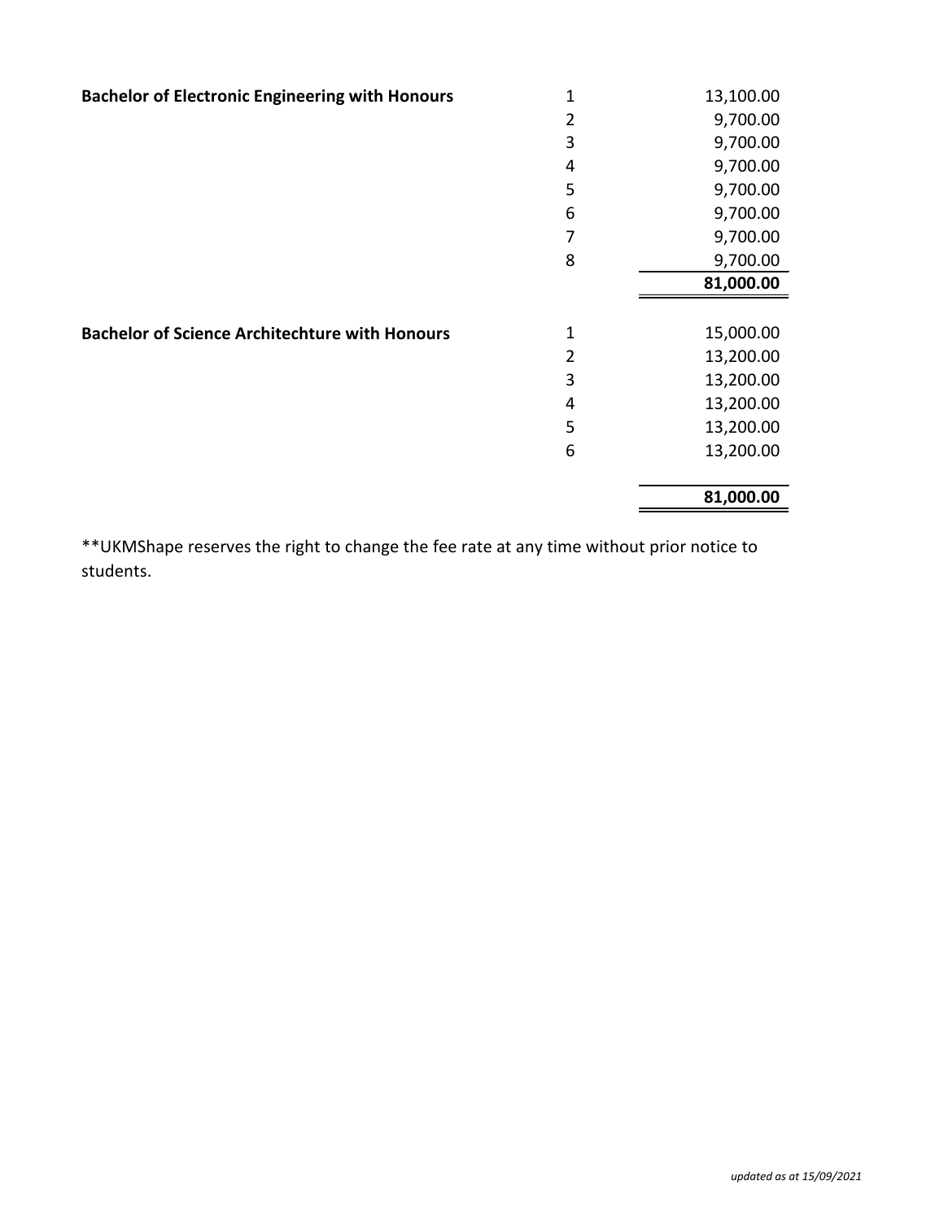| | | |
|---|---|---|
| **Bachelor of Electronic Engineering with Honours** | 1 | 13,100.00 |
| | 2 | 9,700.00 |
| | 3 | 9,700.00 |
| | 4 | 9,700.00 |
| | 5 | 9,700.00 |
| | 6 | 9,700.00 |
| | 7 | 9,700.00 |
| | 8 | 9,700.00 |
| | | **81,000.00** |
| **Bachelor of Science Architechture with Honours** | 1 | 15,000.00 |
| | 2 | 13,200.00 |
| | 3 | 13,200.00 |
| | 4 | 13,200.00 |
| | 5 | 13,200.00 |
| | 6 | 13,200.00 |
| | | **81,000.00** |

**UKMShape reserves the right to change the fee rate at any time without prior notice to students.

*updated as at 15/09/2021*